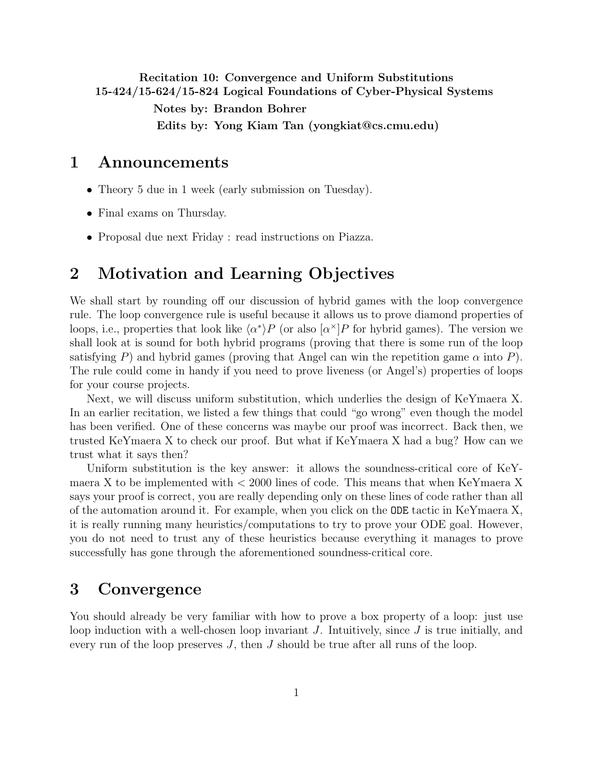**Recitation 10: Convergence and Uniform Substitutions**
**15-424/15-624/15-824 Logical Foundations of Cyber-Physical Systems**
**Notes by: Brandon Bohrer**
**Edits by: Yong Kiam Tan (yongkiat@cs.cmu.edu)**

# 1 Announcements

- Theory 5 due in 1 week (early submission on Tuesday).
- Final exams on Thursday.
- Proposal due next Friday : read instructions on Piazza.

# 2 Motivation and Learning Objectives

We shall start by rounding off our discussion of hybrid games with the loop convergence rule. The loop convergence rule is useful because it allows us to prove diamond properties of loops, i.e., properties that look like $\langle\alpha^*\rangle P$ (or also $[\alpha^\times]P$ for hybrid games). The version we shall look at is sound for both hybrid programs (proving that there is some run of the loop satisfying $P$) and hybrid games (proving that Angel can win the repetition game $\alpha$ into $P$). The rule could come in handy if you need to prove liveness (or Angel's) properties of loops for your course projects.

Next, we will discuss uniform substitution, which underlies the design of KeYmaera X. In an earlier recitation, we listed a few things that could "go wrong" even though the model has been verified. One of these concerns was maybe our proof was incorrect. Back then, we trusted KeYmaera X to check our proof. But what if KeYmaera X had a bug? How can we trust what it says then?

Uniform substitution is the key answer: it allows the soundness-critical core of KeYmaera X to be implemented with $<2000$ lines of code. This means that when KeYmaera X says your proof is correct, you are really depending only on these lines of code rather than all of the automation around it. For example, when you click on the `ODE` tactic in KeYmaera X, it is really running many heuristics/computations to try to prove your ODE goal. However, you do not need to trust any of these heuristics because everything it manages to prove successfully has gone through the aforementioned soundness-critical core.

# 3 Convergence

You should already be very familiar with how to prove a box property of a loop: just use loop induction with a well-chosen loop invariant $J$. Intuitively, since $J$ is true initially, and every run of the loop preserves $J$, then $J$ should be true after all runs of the loop.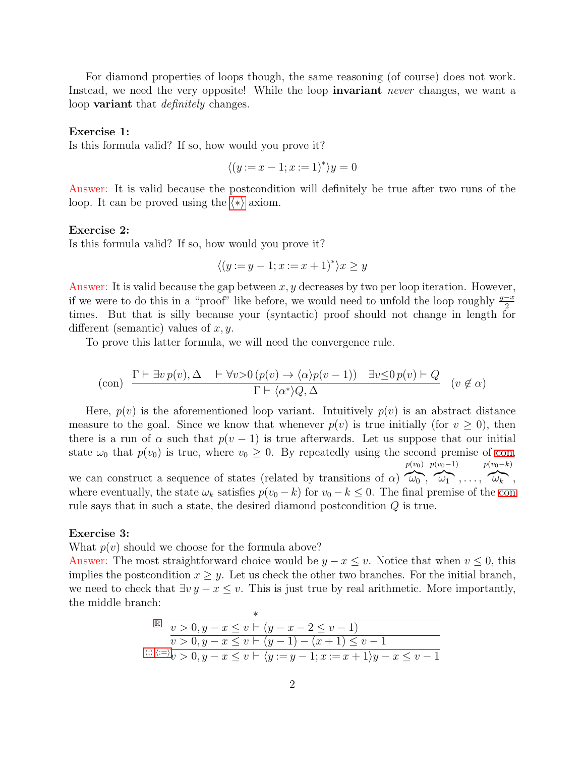For diamond properties of loops though, the same reasoning (of course) does not work. Instead, we need the very opposite! While the loop **invariant** *never* changes, we want a loop **variant** that *definitely* changes.

**Exercise 1:**
Is this formula valid? If so, how would you prove it?

$$\langle (y := x - 1; x := 1)^* \rangle y = 0$$

Answer: It is valid because the postcondition will definitely be true after two runs of the loop. It can be proved using the $\langle * \rangle$ axiom.

**Exercise 2:**
Is this formula valid? If so, how would you prove it?

$$\langle (y := y - 1; x := x + 1)^* \rangle x \geq y$$

Answer: It is valid because the gap between $x, y$ decreases by two per loop iteration. However, if we were to do this in a "proof" like before, we would need to unfold the loop roughly $\frac{y-x}{2}$ times. But that is silly because your (syntactic) proof should not change in length for different (semantic) values of $x, y$.

To prove this latter formula, we will need the convergence rule.

$$\text{(con)} \ \frac{\Gamma \vdash \exists v \, p(v), \Delta \quad \vdash \forall v{>}0 \, (p(v) \to \langle \alpha \rangle p(v-1)) \quad \exists v{\leq}0 \, p(v) \vdash Q}{\Gamma \vdash \langle \alpha^* \rangle Q, \Delta} \ (v \notin \alpha)$$

Here, $p(v)$ is the aforementioned loop variant. Intuitively $p(v)$ is an abstract distance measure to the goal. Since we know that whenever $p(v)$ is true initially (for $v \geq 0$), then there is a run of $\alpha$ such that $p(v-1)$ is true afterwards. Let us suppose that our initial state $\omega_0$ that $p(v_0)$ is true, where $v_0 \geq 0$. By repeatedly using the second premise of con, we can construct a sequence of states (related by transitions of $\alpha$) $\overbrace{\omega_0}^{p(v_0)}, \overbrace{\omega_1}^{p(v_0-1)}, \ldots, \overbrace{\omega_k}^{p(v_0-k)}$, where eventually, the state $\omega_k$ satisfies $p(v_0 - k)$ for $v_0 - k \leq 0$. The final premise of the con rule says that in such a state, the desired diamond postcondition $Q$ is true.

**Exercise 3:**
What $p(v)$ should we choose for the formula above?
Answer: The most straightforward choice would be $y - x \leq v$. Notice that when $v \leq 0$, this implies the postcondition $x \geq y$. Let us check the other two branches. For the initial branch, we need to check that $\exists v \, y - x \leq v$. This is just true by real arithmetic. More importantly, the middle branch:

$$\dfrac{\dfrac{\dfrac{*}{v > 0, y - x \leq v \vdash (y - x - 2 \leq v - 1)}\ \mathbb{R}}{v > 0, y - x \leq v \vdash (y - 1) - (x + 1) \leq v - 1}}{v > 0, y - x \leq v \vdash \langle y := y - 1; x := x + 1 \rangle y - x \leq v - 1}\ \langle ; \rangle \langle := \rangle$$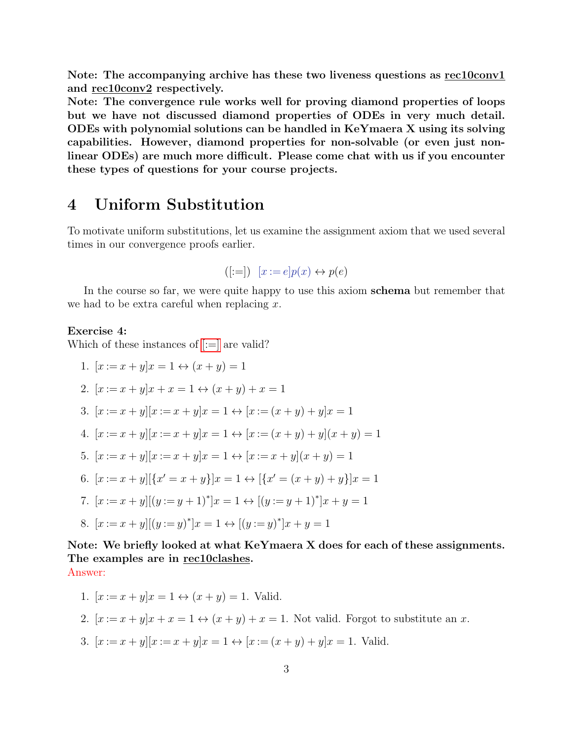**Note: The accompanying archive has these two liveness questions as rec10conv1 and rec10conv2 respectively.**

**Note: The convergence rule works well for proving diamond properties of loops but we have not discussed diamond properties of ODEs in very much detail. ODEs with polynomial solutions can be handled in KeYmaera X using its solving capabilities. However, diamond properties for non-solvable (or even just non-linear ODEs) are much more difficult. Please come chat with us if you encounter these types of questions for your course projects.**

# 4 Uniform Substitution

To motivate uniform substitutions, let us examine the assignment axiom that we used several times in our convergence proofs earlier.

$$([:=]) \quad [x := e]p(x) \leftrightarrow p(e)$$

In the course so far, we were quite happy to use this axiom **schema** but remember that we had to be extra careful when replacing $x$.

**Exercise 4:**
Which of these instances of [:=] are valid?

1. $[x := x + y]x = 1 \leftrightarrow (x + y) = 1$
2. $[x := x + y]x + x = 1 \leftrightarrow (x + y) + x = 1$
3. $[x := x + y][x := x + y]x = 1 \leftrightarrow [x := (x + y) + y]x = 1$
4. $[x := x + y][x := x + y]x = 1 \leftrightarrow [x := (x + y) + y](x + y) = 1$
5. $[x := x + y][x := x + y]x = 1 \leftrightarrow [x := x + y](x + y) = 1$
6. $[x := x + y][\{x' = x + y\}]x = 1 \leftrightarrow [\{x' = (x + y) + y\}]x = 1$
7. $[x := x + y][(y := y + 1)^*]x = 1 \leftrightarrow [(y := y + 1)^*]x + y = 1$
8. $[x := x + y][(y := y)^*]x = 1 \leftrightarrow [(y := y)^*]x + y = 1$

**Note: We briefly looked at what KeYmaera X does for each of these assignments. The examples are in rec10clashes.**

Answer:

1. $[x := x + y]x = 1 \leftrightarrow (x + y) = 1$. Valid.
2. $[x := x + y]x + x = 1 \leftrightarrow (x + y) + x = 1$. Not valid. Forgot to substitute an $x$.
3. $[x := x + y][x := x + y]x = 1 \leftrightarrow [x := (x + y) + y]x = 1$. Valid.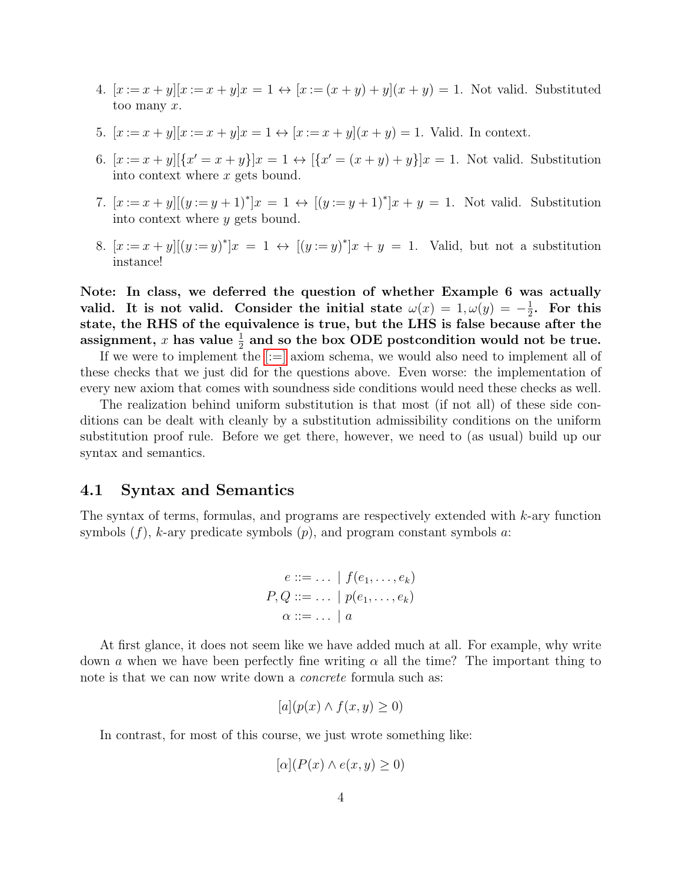4. $[x := x + y][x := x + y]x = 1 \leftrightarrow [x := (x + y) + y](x + y) = 1$. Not valid. Substituted too many $x$.

5. $[x := x + y][x := x + y]x = 1 \leftrightarrow [x := x + y](x + y) = 1$. Valid. In context.

6. $[x := x + y][\{x' = x + y\}]x = 1 \leftrightarrow [\{x' = (x + y) + y\}]x = 1$. Not valid. Substitution into context where $x$ gets bound.

7. $[x := x + y][(y := y + 1)^*]x = 1 \leftrightarrow [(y := y + 1)^*]x + y = 1$. Not valid. Substitution into context where $y$ gets bound.

8. $[x := x + y][(y := y)^*]x = 1 \leftrightarrow [(y := y)^*]x + y = 1$. Valid, but not a substitution instance!

**Note: In class, we deferred the question of whether Example 6 was actually valid. It is not valid. Consider the initial state $\omega(x) = 1, \omega(y) = -\frac{1}{2}$. For this state, the RHS of the equivalence is true, but the LHS is false because after the assignment, $x$ has value $\frac{1}{2}$ and so the box ODE postcondition would not be true.**

If we were to implement the $[:=]$ axiom schema, we would also need to implement all of these checks that we just did for the questions above. Even worse: the implementation of every new axiom that comes with soundness side conditions would need these checks as well.

The realization behind uniform substitution is that most (if not all) of these side conditions can be dealt with cleanly by a substitution admissibility conditions on the uniform substitution proof rule. Before we get there, however, we need to (as usual) build up our syntax and semantics.

## 4.1 Syntax and Semantics

The syntax of terms, formulas, and programs are respectively extended with $k$-ary function symbols ($f$), $k$-ary predicate symbols ($p$), and program constant symbols $a$:

$$
\begin{aligned}
e &::= \ldots \mid f(e_1, \ldots, e_k) \\
P, Q &::= \ldots \mid p(e_1, \ldots, e_k) \\
\alpha &::= \ldots \mid a
\end{aligned}
$$

At first glance, it does not seem like we have added much at all. For example, why write down $a$ when we have been perfectly fine writing $\alpha$ all the time? The important thing to note is that we can now write down a *concrete* formula such as:

$$[a](p(x) \wedge f(x, y) \geq 0)$$

In contrast, for most of this course, we just wrote something like:

$$[\alpha](P(x) \wedge e(x, y) \geq 0)$$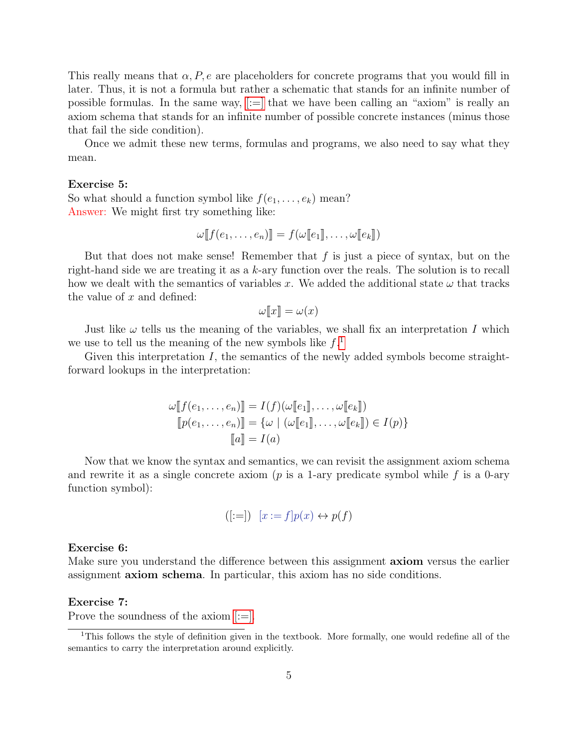This really means that $\alpha, P, e$ are placeholders for concrete programs that you would fill in later. Thus, it is not a formula but rather a schematic that stands for an infinite number of possible formulas. In the same way, [:=] that we have been calling an "axiom" is really an axiom schema that stands for an infinite number of possible concrete instances (minus those that fail the side condition).

Once we admit these new terms, formulas and programs, we also need to say what they mean.

**Exercise 5:**
So what should a function symbol like $f(e_1, \dots, e_k)$ mean?
Answer: We might first try something like:

$$\omega[\![f(e_1, \dots, e_n)]\!] = f(\omega[\![e_1]\!], \dots, \omega[\![e_k]\!])$$

But that does not make sense! Remember that $f$ is just a piece of syntax, but on the right-hand side we are treating it as a $k$-ary function over the reals. The solution is to recall how we dealt with the semantics of variables $x$. We added the additional state $\omega$ that tracks the value of $x$ and defined:

$$\omega[\![x]\!] = \omega(x)$$

Just like $\omega$ tells us the meaning of the variables, we shall fix an interpretation $I$ which we use to tell us the meaning of the new symbols like $f$.[1]

Given this interpretation $I$, the semantics of the newly added symbols become straightforward lookups in the interpretation:

$$\begin{aligned}
\omega[\![f(e_1, \dots, e_n)]\!] &= I(f)(\omega[\![e_1]\!], \dots, \omega[\![e_k]\!]) \\
[\![p(e_1, \dots, e_n)]\!] &= \{\omega \mid (\omega[\![e_1]\!], \dots, \omega[\![e_k]\!]) \in I(p)\} \\
[\![a]\!] &= I(a)
\end{aligned}$$

Now that we know the syntax and semantics, we can revisit the assignment axiom schema and rewrite it as a single concrete axiom ($p$ is a 1-ary predicate symbol while $f$ is a 0-ary function symbol):

$$([:=]) \quad [x := f]p(x) \leftrightarrow p(f)$$

**Exercise 6:**
Make sure you understand the difference between this assignment **axiom** versus the earlier assignment **axiom schema**. In particular, this axiom has no side conditions.

**Exercise 7:**
Prove the soundness of the axiom [:=].

[1] This follows the style of definition given in the textbook. More formally, one would redefine all of the semantics to carry the interpretation around explicitly.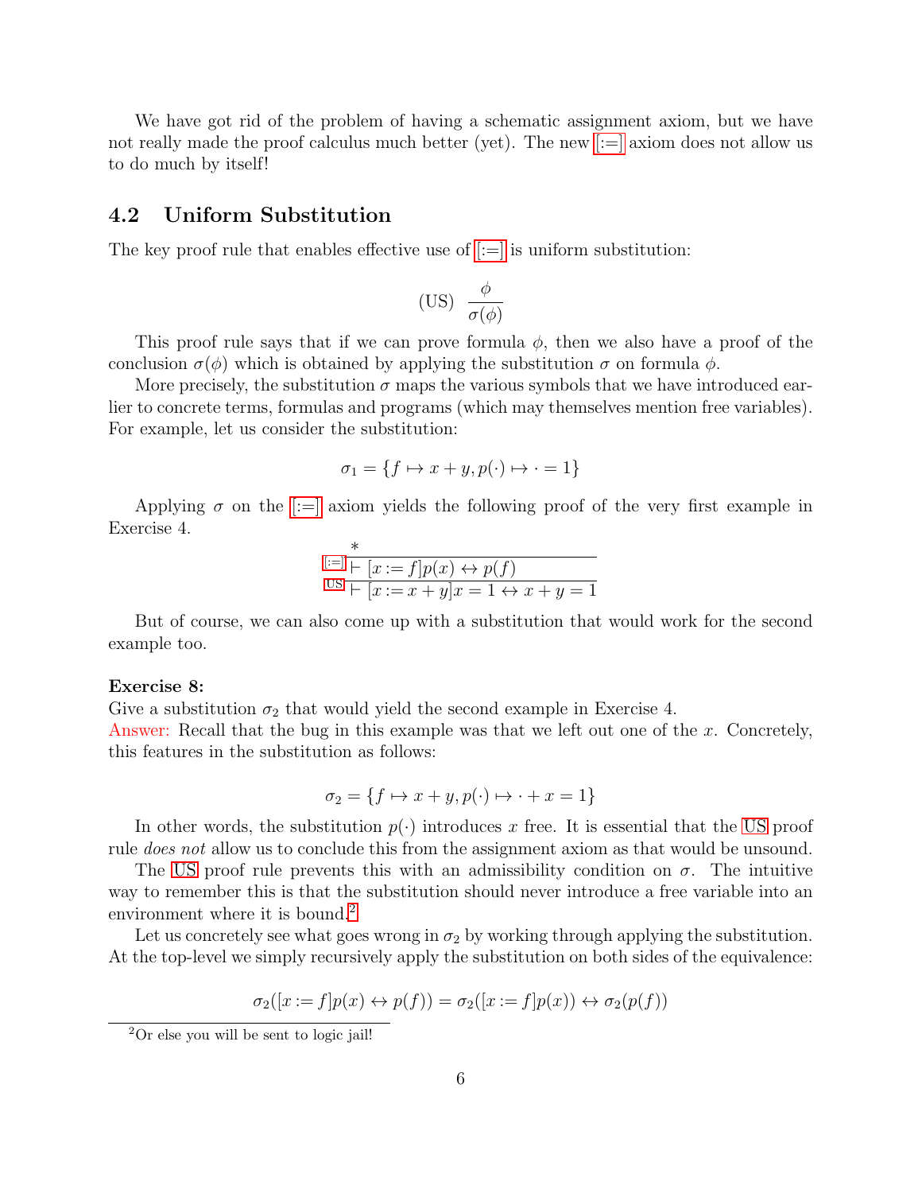We have got rid of the problem of having a schematic assignment axiom, but we have not really made the proof calculus much better (yet). The new [:=] axiom does not allow us to do much by itself!

## 4.2 Uniform Substitution

The key proof rule that enables effective use of [:=] is uniform substitution:

$$(\text{US})\quad \frac{\phi}{\sigma(\phi)}$$

This proof rule says that if we can prove formula $\phi$, then we also have a proof of the conclusion $\sigma(\phi)$ which is obtained by applying the substitution $\sigma$ on formula $\phi$.

More precisely, the substitution $\sigma$ maps the various symbols that we have introduced earlier to concrete terms, formulas and programs (which may themselves mention free variables). For example, let us consider the substitution:

$$\sigma_1 = \{f \mapsto x + y, p(\cdot) \mapsto \cdot = 1\}$$

Applying $\sigma$ on the [:=] axiom yields the following proof of the very first example in Exercise 4.

$$\dfrac{\dfrac{*}{\vdash [x := f]p(x) \leftrightarrow p(f)}\,[:=]}{\vdash [x := x + y]x = 1 \leftrightarrow x + y = 1}\,\text{US}$$

But of course, we can also come up with a substitution that would work for the second example too.

**Exercise 8:**
Give a substitution $\sigma_2$ that would yield the second example in Exercise 4.
Answer: Recall that the bug in this example was that we left out one of the $x$. Concretely, this features in the substitution as follows:

$$\sigma_2 = \{f \mapsto x + y, p(\cdot) \mapsto \cdot + x = 1\}$$

In other words, the substitution $p(\cdot)$ introduces $x$ free. It is essential that the US proof rule *does not* allow us to conclude this from the assignment axiom as that would be unsound.

The US proof rule prevents this with an admissibility condition on $\sigma$. The intuitive way to remember this is that the substitution should never introduce a free variable into an environment where it is bound.[2]

Let us concretely see what goes wrong in $\sigma_2$ by working through applying the substitution. At the top-level we simply recursively apply the substitution on both sides of the equivalence:

$$\sigma_2([x := f]p(x) \leftrightarrow p(f)) = \sigma_2([x := f]p(x)) \leftrightarrow \sigma_2(p(f))$$

[2] Or else you will be sent to logic jail!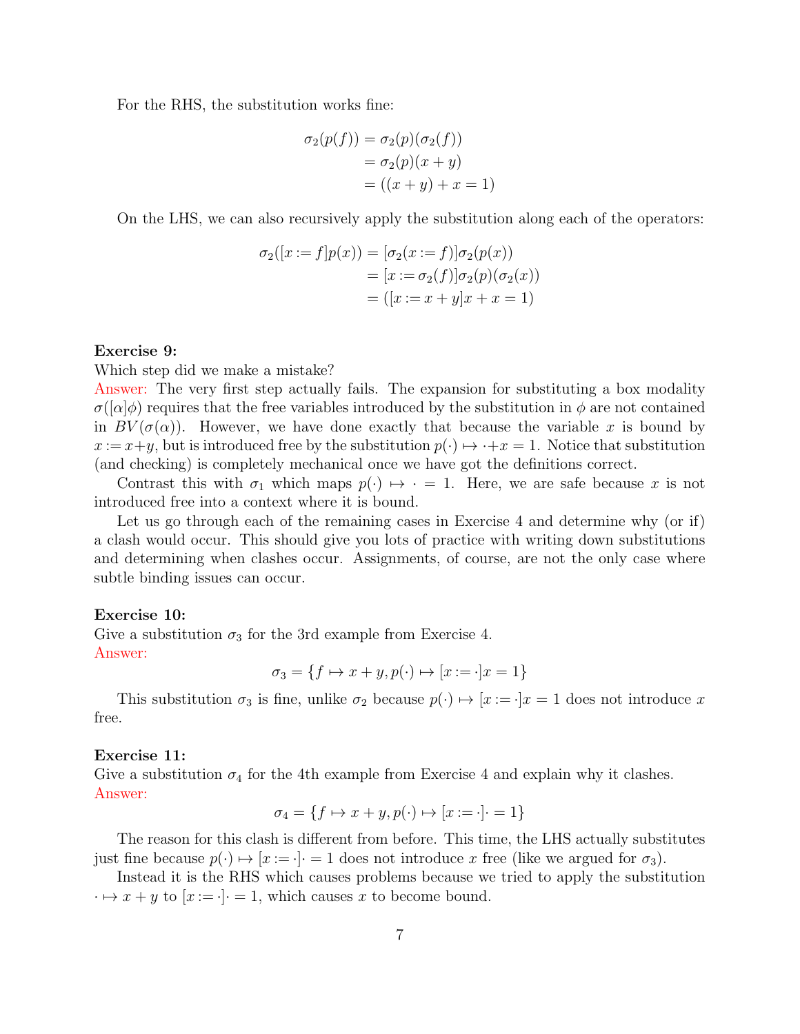For the RHS, the substitution works fine:

$$\begin{aligned}
\sigma_2(p(f)) &= \sigma_2(p)(\sigma_2(f)) \\
&= \sigma_2(p)(x+y) \\
&= ((x+y)+x=1)
\end{aligned}$$

On the LHS, we can also recursively apply the substitution along each of the operators:

$$\begin{aligned}
\sigma_2([x:=f]p(x)) &= [\sigma_2(x:=f)]\sigma_2(p(x)) \\
&= [x:=\sigma_2(f)]\sigma_2(p)(\sigma_2(x)) \\
&= ([x:=x+y]x+x=1)
\end{aligned}$$

**Exercise 9:**
Which step did we make a mistake?
Answer: The very first step actually fails. The expansion for substituting a box modality $\sigma([\alpha]\phi)$ requires that the free variables introduced by the substitution in $\phi$ are not contained in $BV(\sigma(\alpha))$. However, we have done exactly that because the variable $x$ is bound by $x:=x+y$, but is introduced free by the substitution $p(\cdot) \mapsto \cdot + x = 1$. Notice that substitution (and checking) is completely mechanical once we have got the definitions correct.

Contrast this with $\sigma_1$ which maps $p(\cdot) \mapsto \cdot = 1$. Here, we are safe because $x$ is not introduced free into a context where it is bound.

Let us go through each of the remaining cases in Exercise 4 and determine why (or if) a clash would occur. This should give you lots of practice with writing down substitutions and determining when clashes occur. Assignments, of course, are not the only case where subtle binding issues can occur.

**Exercise 10:**
Give a substitution $\sigma_3$ for the 3rd example from Exercise 4.
Answer:

$$\sigma_3 = \{f \mapsto x+y, p(\cdot) \mapsto [x:=\cdot]x = 1\}$$

This substitution $\sigma_3$ is fine, unlike $\sigma_2$ because $p(\cdot) \mapsto [x:=\cdot]x = 1$ does not introduce $x$ free.

**Exercise 11:**
Give a substitution $\sigma_4$ for the 4th example from Exercise 4 and explain why it clashes.
Answer:

$$\sigma_4 = \{f \mapsto x+y, p(\cdot) \mapsto [x:=\cdot]\cdot = 1\}$$

The reason for this clash is different from before. This time, the LHS actually substitutes just fine because $p(\cdot) \mapsto [x:=\cdot]\cdot = 1$ does not introduce $x$ free (like we argued for $\sigma_3$).

Instead it is the RHS which causes problems because we tried to apply the substitution $\cdot \mapsto x+y$ to $[x:=\cdot]\cdot = 1$, which causes $x$ to become bound.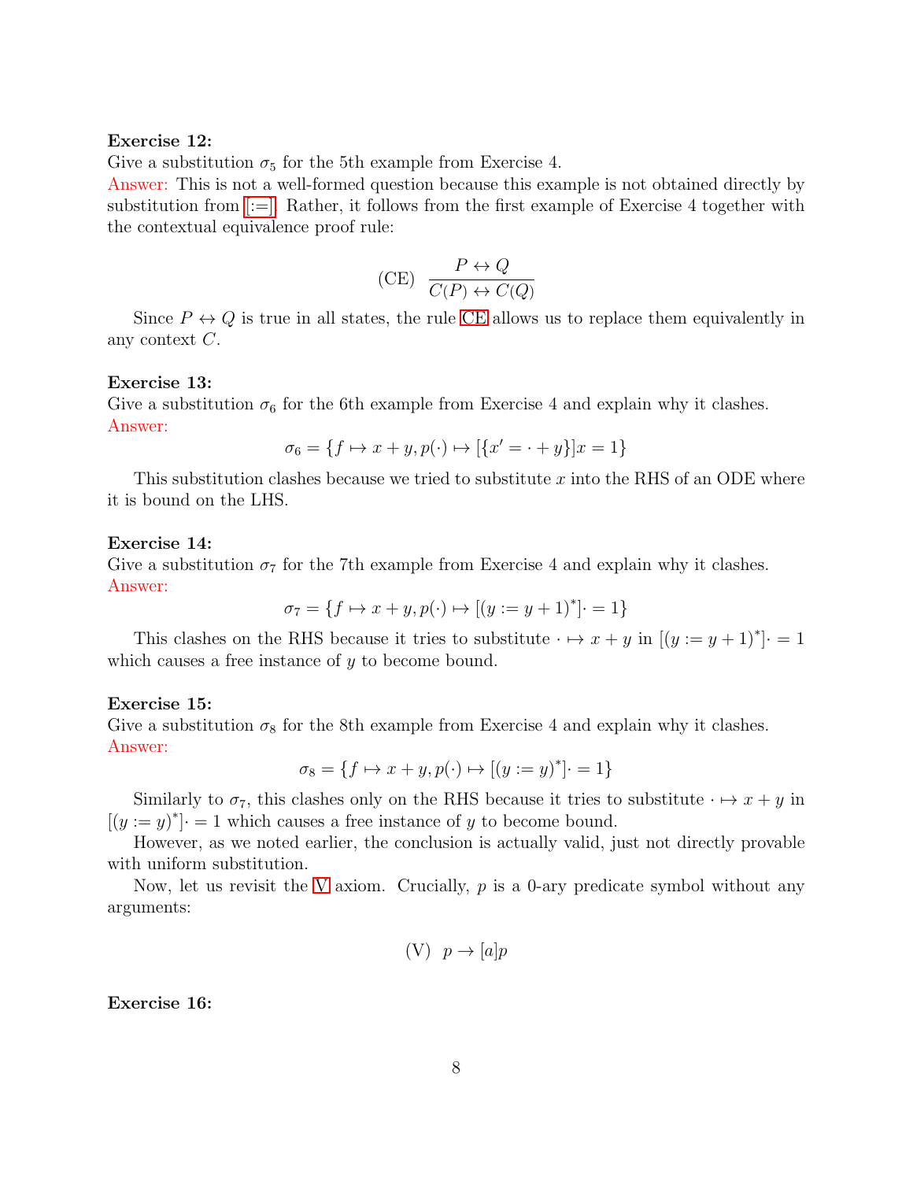**Exercise 12:**
Give a substitution $\sigma_5$ for the 5th example from Exercise 4.
Answer: This is not a well-formed question because this example is not obtained directly by substitution from [:=]. Rather, it follows from the first example of Exercise 4 together with the contextual equivalence proof rule:

$$\text{(CE)} \quad \frac{P \leftrightarrow Q}{C(P) \leftrightarrow C(Q)}$$

Since $P \leftrightarrow Q$ is true in all states, the rule CE allows us to replace them equivalently in any context $C$.

**Exercise 13:**
Give a substitution $\sigma_6$ for the 6th example from Exercise 4 and explain why it clashes.
Answer:

$$\sigma_6 = \{f \mapsto x + y, p(\cdot) \mapsto [\{x' = \cdot + y\}]x = 1\}$$

This substitution clashes because we tried to substitute $x$ into the RHS of an ODE where it is bound on the LHS.

**Exercise 14:**
Give a substitution $\sigma_7$ for the 7th example from Exercise 4 and explain why it clashes.
Answer:

$$\sigma_7 = \{f \mapsto x + y, p(\cdot) \mapsto [(y := y + 1)^*]\cdot = 1\}$$

This clashes on the RHS because it tries to substitute $\cdot \mapsto x + y$ in $[(y := y + 1)^*]\cdot = 1$ which causes a free instance of $y$ to become bound.

**Exercise 15:**
Give a substitution $\sigma_8$ for the 8th example from Exercise 4 and explain why it clashes.
Answer:

$$\sigma_8 = \{f \mapsto x + y, p(\cdot) \mapsto [(y := y)^*]\cdot = 1\}$$

Similarly to $\sigma_7$, this clashes only on the RHS because it tries to substitute $\cdot \mapsto x + y$ in $[(y := y)^*]\cdot = 1$ which causes a free instance of $y$ to become bound.

However, as we noted earlier, the conclusion is actually valid, just not directly provable with uniform substitution.

Now, let us revisit the V axiom. Crucially, $p$ is a 0-ary predicate symbol without any arguments:

$$\text{(V)} \quad p \rightarrow [a]p$$

**Exercise 16:**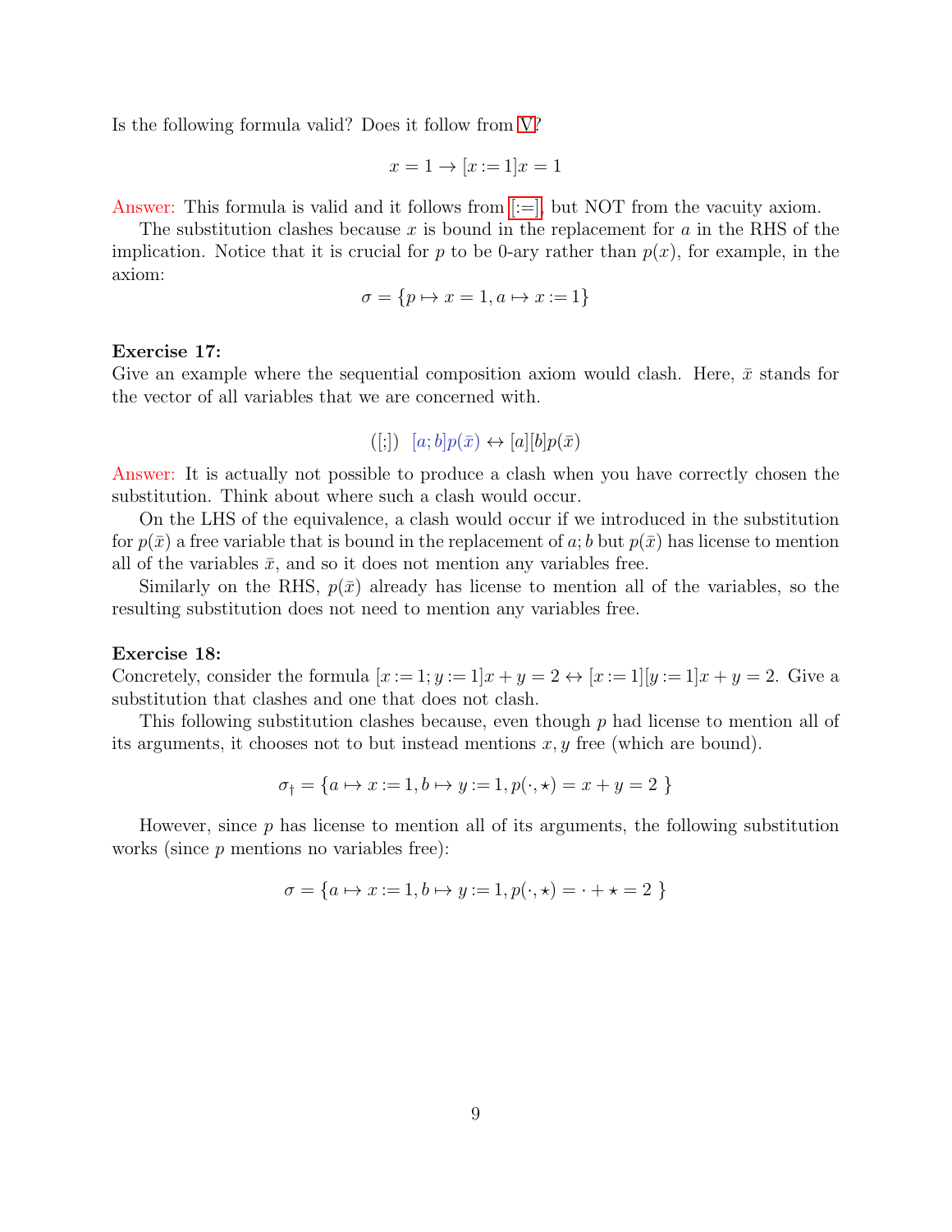Is the following formula valid? Does it follow from V?

$$x = 1 \rightarrow [x := 1]x = 1$$

Answer: This formula is valid and it follows from [:=], but NOT from the vacuity axiom.

The substitution clashes because $x$ is bound in the replacement for $a$ in the RHS of the implication. Notice that it is crucial for $p$ to be 0-ary rather than $p(x)$, for example, in the axiom:

$$\sigma = \{p \mapsto x = 1, a \mapsto x := 1\}$$

**Exercise 17:**
Give an example where the sequential composition axiom would clash. Here, $\bar{x}$ stands for the vector of all variables that we are concerned with.

$$([;]) \quad [a; b]p(\bar{x}) \leftrightarrow [a][b]p(\bar{x})$$

Answer: It is actually not possible to produce a clash when you have correctly chosen the substitution. Think about where such a clash would occur.

On the LHS of the equivalence, a clash would occur if we introduced in the substitution for $p(\bar{x})$ a free variable that is bound in the replacement of $a; b$ but $p(\bar{x})$ has license to mention all of the variables $\bar{x}$, and so it does not mention any variables free.

Similarly on the RHS, $p(\bar{x})$ already has license to mention all of the variables, so the resulting substitution does not need to mention any variables free.

**Exercise 18:**
Concretely, consider the formula $[x := 1; y := 1]x + y = 2 \leftrightarrow [x := 1][y := 1]x + y = 2$. Give a substitution that clashes and one that does not clash.

This following substitution clashes because, even though $p$ had license to mention all of its arguments, it chooses not to but instead mentions $x, y$ free (which are bound).

$$\sigma_{\dagger} = \{a \mapsto x := 1, b \mapsto y := 1, p(\cdot, \star) = x + y = 2\ \}$$

However, since $p$ has license to mention all of its arguments, the following substitution works (since $p$ mentions no variables free):

$$\sigma = \{a \mapsto x := 1, b \mapsto y := 1, p(\cdot, \star) = \cdot + \star = 2\ \}$$